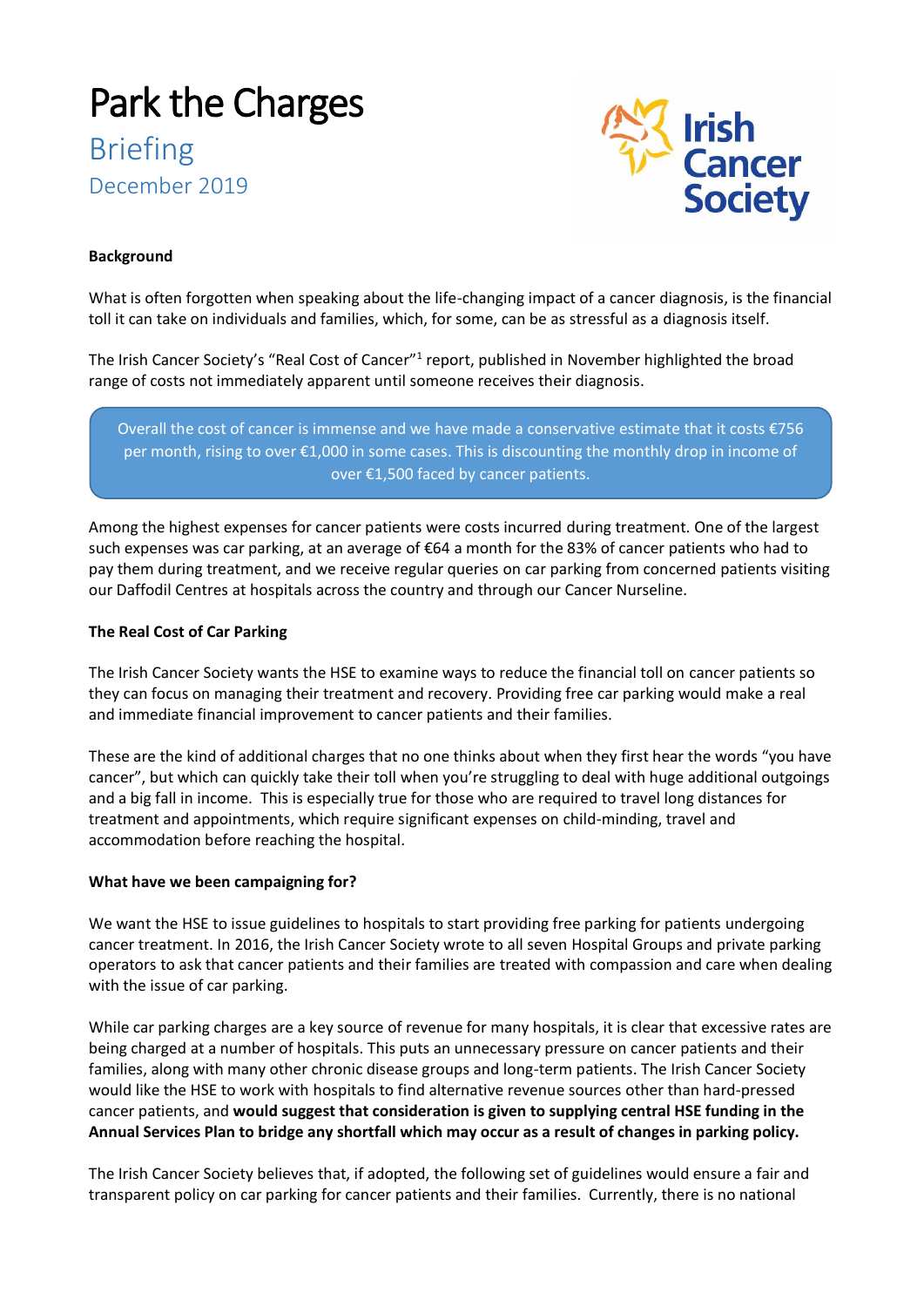# Park the Charges

## Briefing

December 2019

**Background**

What is often forgotten when speaking about the life-changing impact of a cancer diagnosis, is the financial toll it can take on individuals and families, which, for some, can be as stressful as a diagnosis itself.

The Irish Cancer Society's "Real Cost of Cancer"[1] report, published in November highlighted the broad range of costs not immediately apparent until someone receives their diagnosis.

> Overall the cost of cancer is immense and we have made a conservative estimate that it costs €756 per month, rising to over €1,000 in some cases. This is discounting the monthly drop in income of over €1,500 faced by cancer patients.

Among the highest expenses for cancer patients were costs incurred during treatment. One of the largest such expenses was car parking, at an average of €64 a month for the 83% of cancer patients who had to pay them during treatment, and we receive regular queries on car parking from concerned patients visiting our Daffodil Centres at hospitals across the country and through our Cancer Nurseline.

**The Real Cost of Car Parking**

The Irish Cancer Society wants the HSE to examine ways to reduce the financial toll on cancer patients so they can focus on managing their treatment and recovery. Providing free car parking would make a real and immediate financial improvement to cancer patients and their families.

These are the kind of additional charges that no one thinks about when they first hear the words "you have cancer", but which can quickly take their toll when you're struggling to deal with huge additional outgoings and a big fall in income. This is especially true for those who are required to travel long distances for treatment and appointments, which require significant expenses on child-minding, travel and accommodation before reaching the hospital.

**What have we been campaigning for?**

We want the HSE to issue guidelines to hospitals to start providing free parking for patients undergoing cancer treatment. In 2016, the Irish Cancer Society wrote to all seven Hospital Groups and private parking operators to ask that cancer patients and their families are treated with compassion and care when dealing with the issue of car parking.

While car parking charges are a key source of revenue for many hospitals, it is clear that excessive rates are being charged at a number of hospitals. This puts an unnecessary pressure on cancer patients and their families, along with many other chronic disease groups and long-term patients. The Irish Cancer Society would like the HSE to work with hospitals to find alternative revenue sources other than hard-pressed cancer patients, and **would suggest that consideration is given to supplying central HSE funding in the Annual Services Plan to bridge any shortfall which may occur as a result of changes in parking policy.**

The Irish Cancer Society believes that, if adopted, the following set of guidelines would ensure a fair and transparent policy on car parking for cancer patients and their families. Currently, there is no national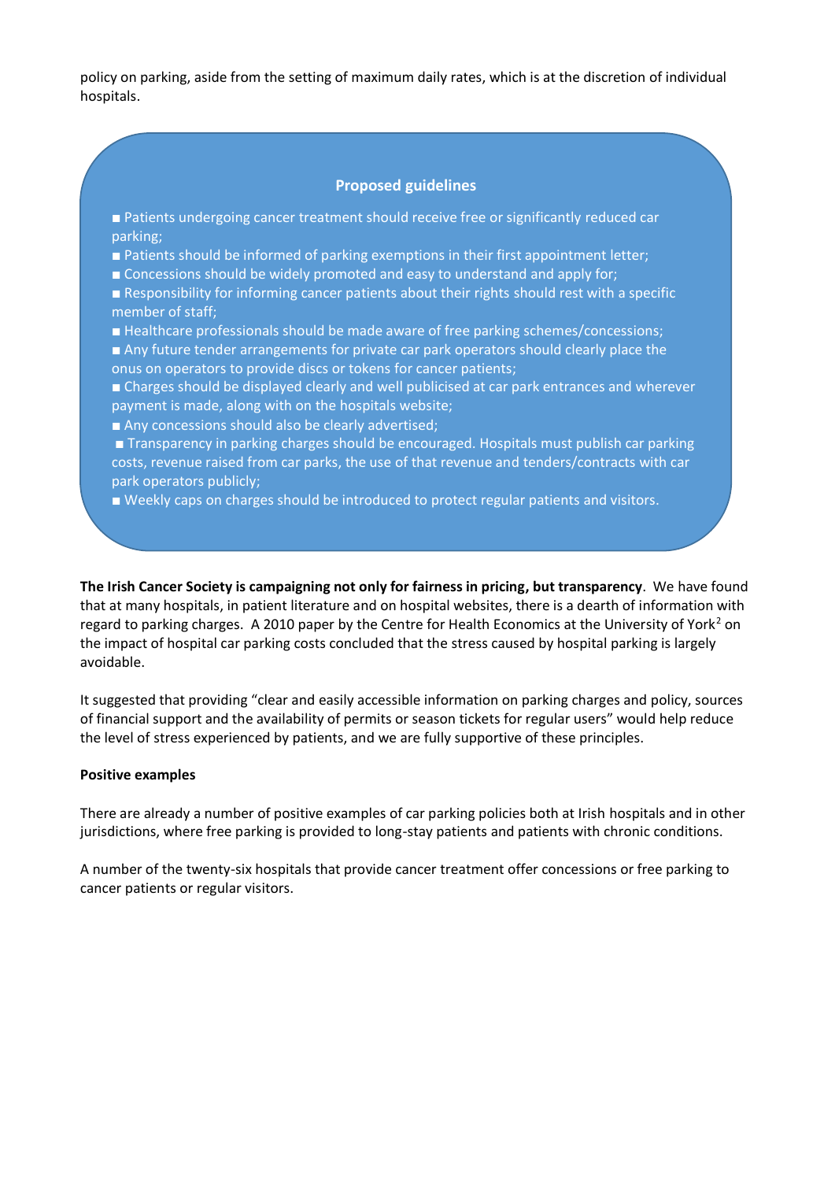policy on parking, aside from the setting of maximum daily rates, which is at the discretion of individual hospitals.

**Proposed guidelines**

- Patients undergoing cancer treatment should receive free or significantly reduced car parking;
- Patients should be informed of parking exemptions in their first appointment letter;
- Concessions should be widely promoted and easy to understand and apply for;
- Responsibility for informing cancer patients about their rights should rest with a specific member of staff;
- Healthcare professionals should be made aware of free parking schemes/concessions;
- Any future tender arrangements for private car park operators should clearly place the onus on operators to provide discs or tokens for cancer patients;
- Charges should be displayed clearly and well publicised at car park entrances and wherever payment is made, along with on the hospitals website;
- Any concessions should also be clearly advertised;
- Transparency in parking charges should be encouraged. Hospitals must publish car parking costs, revenue raised from car parks, the use of that revenue and tenders/contracts with car park operators publicly;
- Weekly caps on charges should be introduced to protect regular patients and visitors.

**The Irish Cancer Society is campaigning not only for fairness in pricing, but transparency**. We have found that at many hospitals, in patient literature and on hospital websites, there is a dearth of information with regard to parking charges. A 2010 paper by the Centre for Health Economics at the University of York[2] on the impact of hospital car parking costs concluded that the stress caused by hospital parking is largely avoidable.

It suggested that providing "clear and easily accessible information on parking charges and policy, sources of financial support and the availability of permits or season tickets for regular users" would help reduce the level of stress experienced by patients, and we are fully supportive of these principles.

**Positive examples**

There are already a number of positive examples of car parking policies both at Irish hospitals and in other jurisdictions, where free parking is provided to long-stay patients and patients with chronic conditions.

A number of the twenty-six hospitals that provide cancer treatment offer concessions or free parking to cancer patients or regular visitors.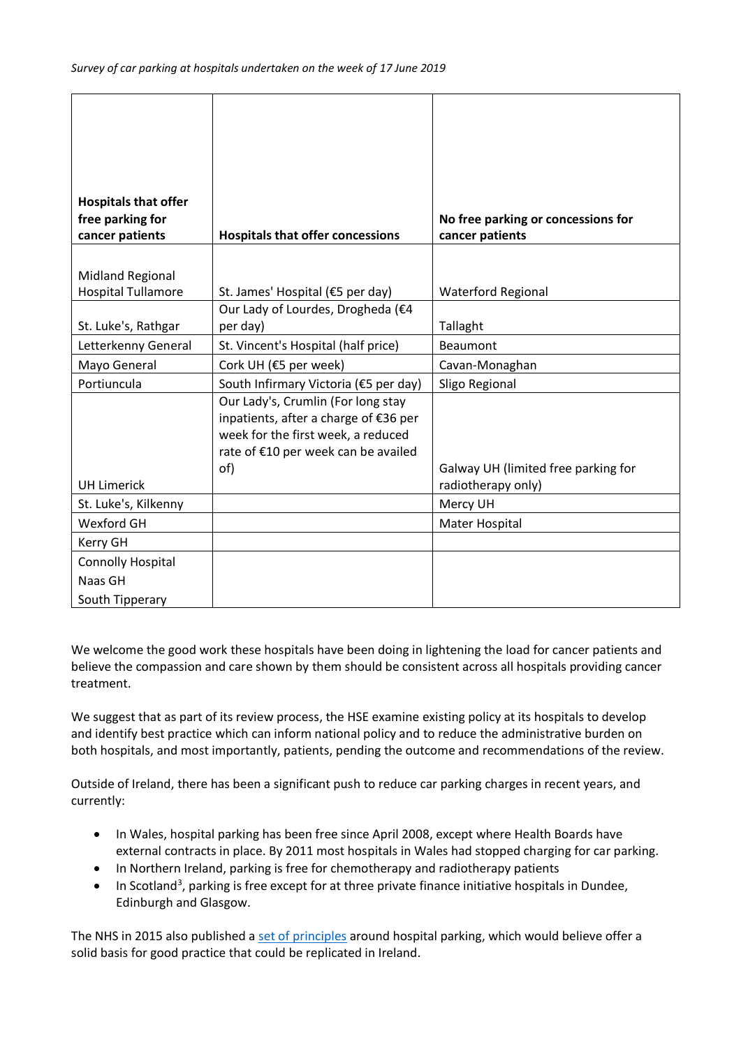*Survey of car parking at hospitals undertaken on the week of 17 June 2019*

| **Hospitals that offer free parking for cancer patients** | **Hospitals that offer concessions** | **No free parking or concessions for cancer patients** |
|---|---|---|
| Midland Regional Hospital Tullamore | St. James' Hospital (€5 per day) | Waterford Regional |
| St. Luke's, Rathgar | Our Lady of Lourdes, Drogheda (€4 per day) | Tallaght |
| Letterkenny General | St. Vincent's Hospital (half price) | Beaumont |
| Mayo General | Cork UH (€5 per week) | Cavan-Monaghan |
| Portiuncula | South Infirmary Victoria (€5 per day) | Sligo Regional |
| UH Limerick | Our Lady's, Crumlin (For long stay inpatients, after a charge of €36 per week for the first week, a reduced rate of €10 per week can be availed of) | Galway UH (limited free parking for radiotherapy only) |
| St. Luke's, Kilkenny | | Mercy UH |
| Wexford GH | | Mater Hospital |
| Kerry GH | | |
| Connolly Hospital<br>Naas GH<br>South Tipperary | | |

We welcome the good work these hospitals have been doing in lightening the load for cancer patients and believe the compassion and care shown by them should be consistent across all hospitals providing cancer treatment.

We suggest that as part of its review process, the HSE examine existing policy at its hospitals to develop and identify best practice which can inform national policy and to reduce the administrative burden on both hospitals, and most importantly, patients, pending the outcome and recommendations of the review.

Outside of Ireland, there has been a significant push to reduce car parking charges in recent years, and currently:

- In Wales, hospital parking has been free since April 2008, except where Health Boards have external contracts in place. By 2011 most hospitals in Wales had stopped charging for car parking.
- In Northern Ireland, parking is free for chemotherapy and radiotherapy patients
- In Scotland[3], parking is free except for at three private finance initiative hospitals in Dundee, Edinburgh and Glasgow.

The NHS in 2015 also published a set of principles around hospital parking, which would believe offer a solid basis for good practice that could be replicated in Ireland.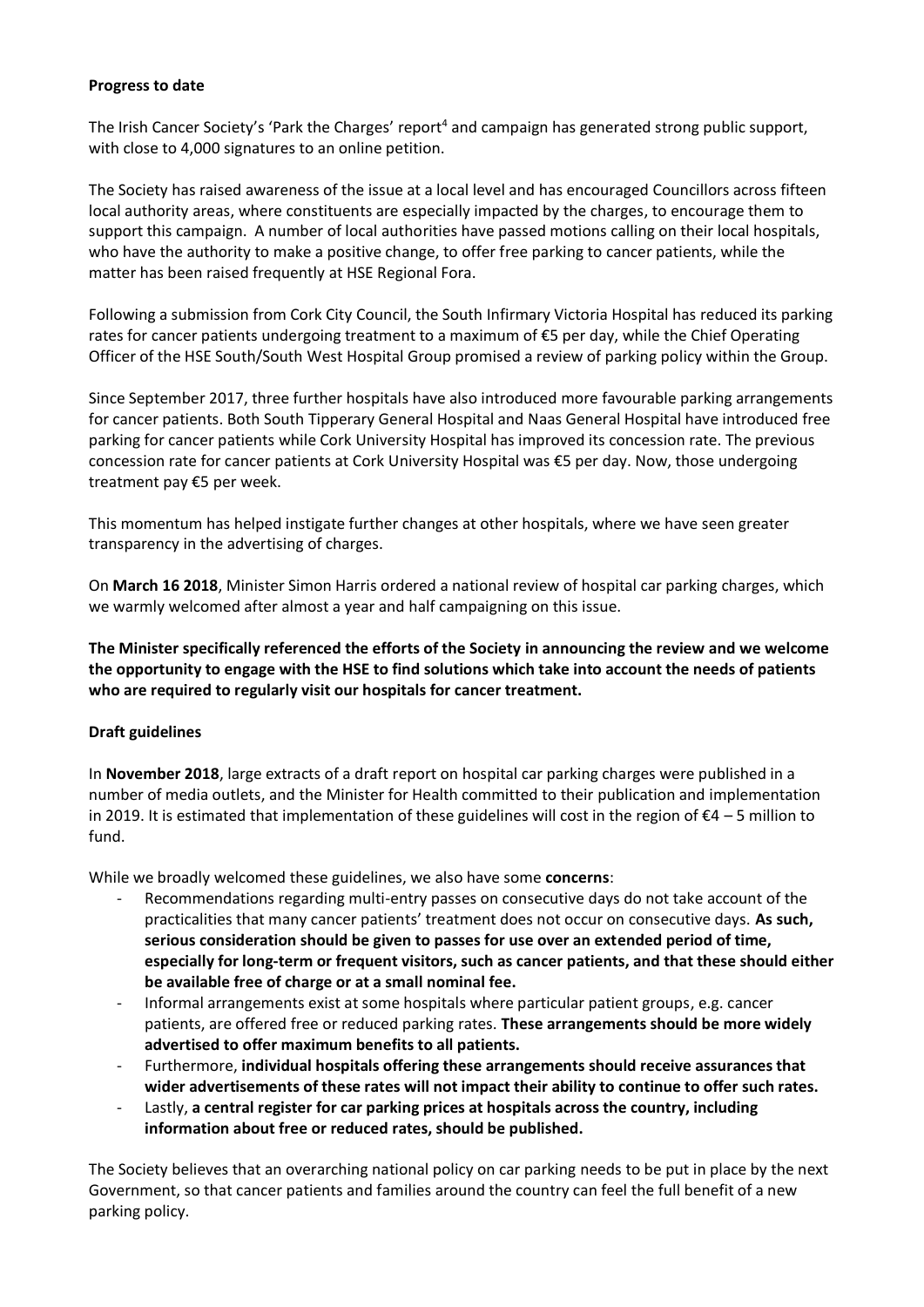**Progress to date**

The Irish Cancer Society's 'Park the Charges' report[4] and campaign has generated strong public support, with close to 4,000 signatures to an online petition.

The Society has raised awareness of the issue at a local level and has encouraged Councillors across fifteen local authority areas, where constituents are especially impacted by the charges, to encourage them to support this campaign. A number of local authorities have passed motions calling on their local hospitals, who have the authority to make a positive change, to offer free parking to cancer patients, while the matter has been raised frequently at HSE Regional Fora.

Following a submission from Cork City Council, the South Infirmary Victoria Hospital has reduced its parking rates for cancer patients undergoing treatment to a maximum of €5 per day, while the Chief Operating Officer of the HSE South/South West Hospital Group promised a review of parking policy within the Group.

Since September 2017, three further hospitals have also introduced more favourable parking arrangements for cancer patients. Both South Tipperary General Hospital and Naas General Hospital have introduced free parking for cancer patients while Cork University Hospital has improved its concession rate. The previous concession rate for cancer patients at Cork University Hospital was €5 per day. Now, those undergoing treatment pay €5 per week.

This momentum has helped instigate further changes at other hospitals, where we have seen greater transparency in the advertising of charges.

On **March 16 2018**, Minister Simon Harris ordered a national review of hospital car parking charges, which we warmly welcomed after almost a year and half campaigning on this issue.

**The Minister specifically referenced the efforts of the Society in announcing the review and we welcome the opportunity to engage with the HSE to find solutions which take into account the needs of patients who are required to regularly visit our hospitals for cancer treatment.**

**Draft guidelines**

In **November 2018**, large extracts of a draft report on hospital car parking charges were published in a number of media outlets, and the Minister for Health committed to their publication and implementation in 2019. It is estimated that implementation of these guidelines will cost in the region of €4 – 5 million to fund.

While we broadly welcomed these guidelines, we also have some **concerns**:

- Recommendations regarding multi-entry passes on consecutive days do not take account of the practicalities that many cancer patients' treatment does not occur on consecutive days. **As such, serious consideration should be given to passes for use over an extended period of time, especially for long-term or frequent visitors, such as cancer patients, and that these should either be available free of charge or at a small nominal fee.**
- Informal arrangements exist at some hospitals where particular patient groups, e.g. cancer patients, are offered free or reduced parking rates. **These arrangements should be more widely advertised to offer maximum benefits to all patients.**
- Furthermore, **individual hospitals offering these arrangements should receive assurances that wider advertisements of these rates will not impact their ability to continue to offer such rates.**
- Lastly, **a central register for car parking prices at hospitals across the country, including information about free or reduced rates, should be published.**

The Society believes that an overarching national policy on car parking needs to be put in place by the next Government, so that cancer patients and families around the country can feel the full benefit of a new parking policy.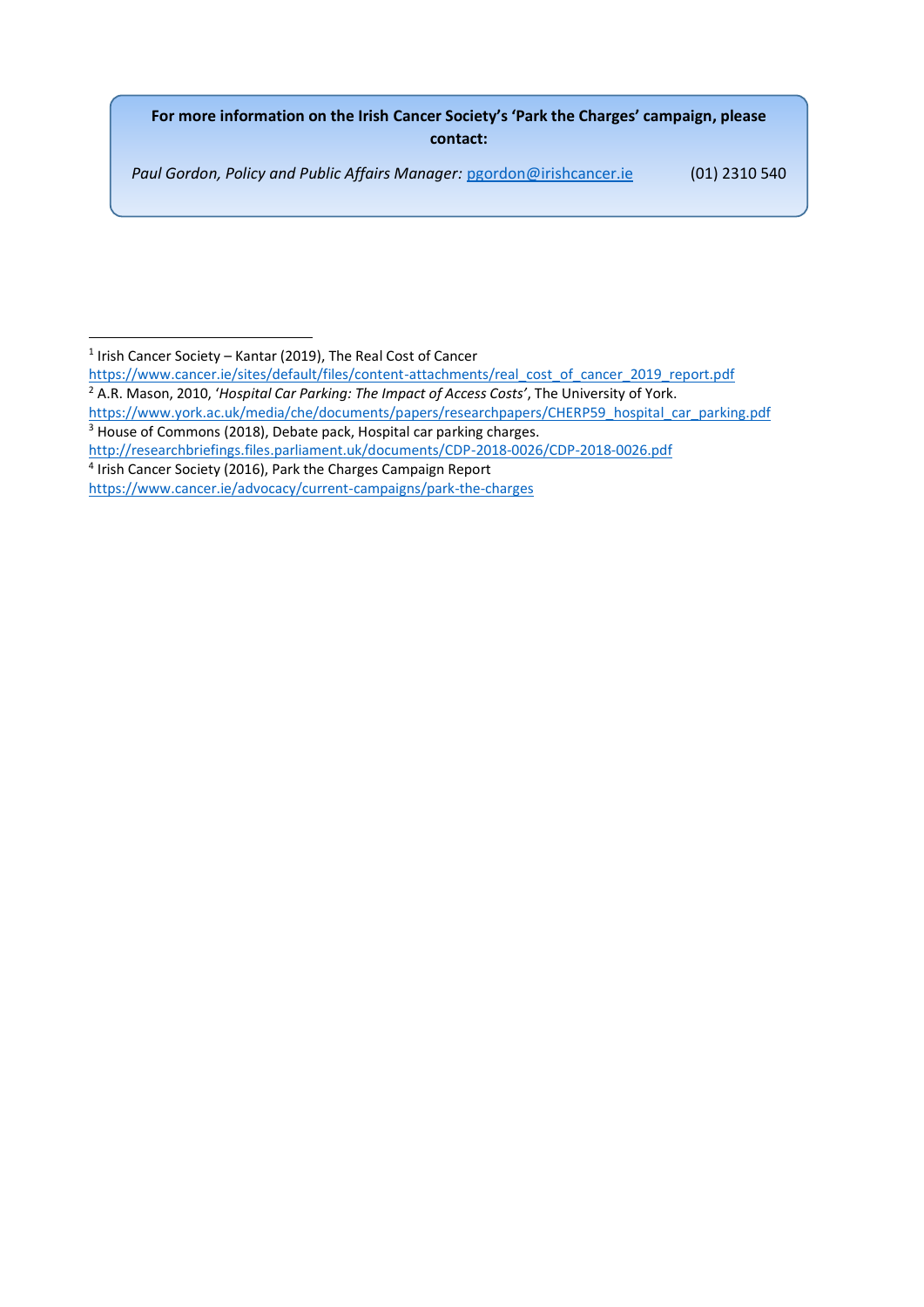**For more information on the Irish Cancer Society's 'Park the Charges' campaign, please contact:**

*Paul Gordon, Policy and Public Affairs Manager:* pgordon@irishcancer.ie (01) 2310 540

---

[1] Irish Cancer Society – Kantar (2019), The Real Cost of Cancer https://www.cancer.ie/sites/default/files/content-attachments/real_cost_of_cancer_2019_report.pdf

[2] A.R. Mason, 2010, '*Hospital Car Parking: The Impact of Access Costs*', The University of York. https://www.york.ac.uk/media/che/documents/papers/researchpapers/CHERP59_hospital_car_parking.pdf

[3] House of Commons (2018), Debate pack, Hospital car parking charges. http://researchbriefings.files.parliament.uk/documents/CDP-2018-0026/CDP-2018-0026.pdf

[4] Irish Cancer Society (2016), Park the Charges Campaign Report https://www.cancer.ie/advocacy/current-campaigns/park-the-charges